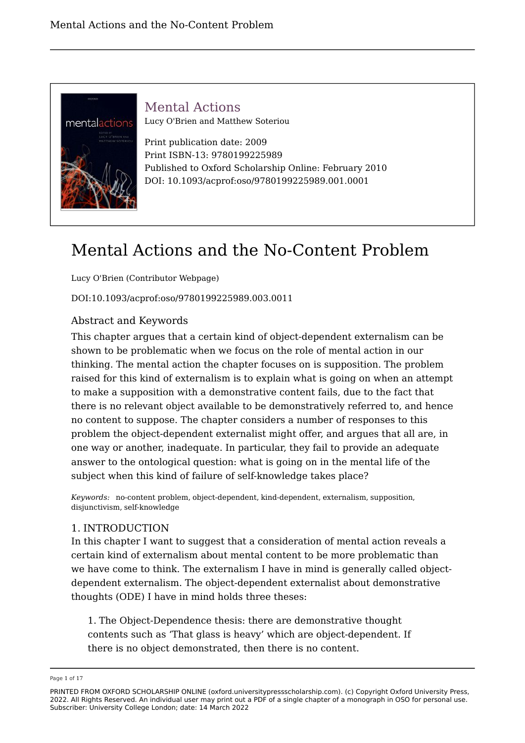# Mental Actions

Lucy O'Brien and Matthew Soteriou

Print publication date: 2009
Print ISBN-13: 9780199225989
Published to Oxford Scholarship Online: February 2010
DOI: 10.1093/acprof:oso/9780199225989.001.0001

# Mental Actions and the No-Content Problem

Lucy O'Brien (Contributor Webpage)

DOI:10.1093/acprof:oso/9780199225989.003.0011

## Abstract and Keywords

This chapter argues that a certain kind of object-dependent externalism can be shown to be problematic when we focus on the role of mental action in our thinking. The mental action the chapter focuses on is supposition. The problem raised for this kind of externalism is to explain what is going on when an attempt to make a supposition with a demonstrative content fails, due to the fact that there is no relevant object available to be demonstratively referred to, and hence no content to suppose. The chapter considers a number of responses to this problem the object-dependent externalist might offer, and argues that all are, in one way or another, inadequate. In particular, they fail to provide an adequate answer to the ontological question: what is going on in the mental life of the subject when this kind of failure of self-knowledge takes place?

*Keywords:* no-content problem, object-dependent, kind-dependent, externalism, supposition, disjunctivism, self-knowledge

## 1. INTRODUCTION

In this chapter I want to suggest that a consideration of mental action reveals a certain kind of externalism about mental content to be more problematic than we have come to think. The externalism I have in mind is generally called object-dependent externalism. The object-dependent externalist about demonstrative thoughts (ODE) I have in mind holds three theses:

1. The Object-Dependence thesis: there are demonstrative thought contents such as 'That glass is heavy' which are object-dependent. If there is no object demonstrated, then there is no content.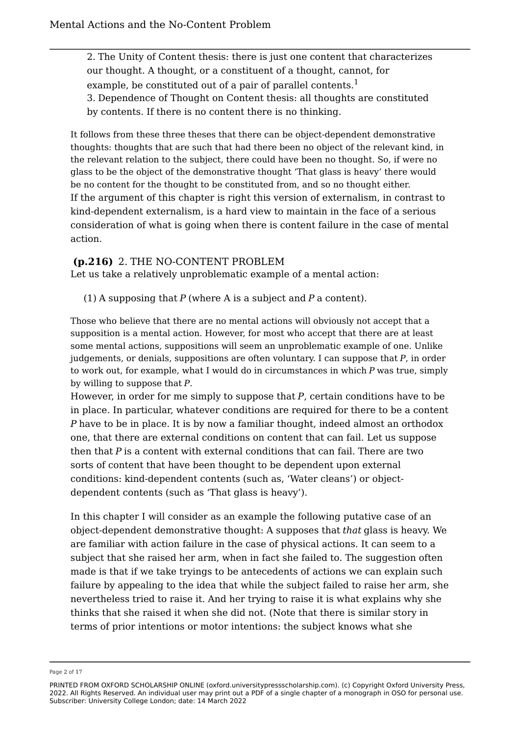2. The Unity of Content thesis: there is just one content that characterizes our thought. A thought, or a constituent of a thought, cannot, for example, be constituted out of a pair of parallel contents.[1]

3. Dependence of Thought on Content thesis: all thoughts are constituted by contents. If there is no content there is no thinking.

It follows from these three theses that there can be object-dependent demonstrative thoughts: thoughts that are such that had there been no object of the relevant kind, in the relevant relation to the subject, there could have been no thought. So, if were no glass to be the object of the demonstrative thought 'That glass is heavy' there would be no content for the thought to be constituted from, and so no thought either.

If the argument of this chapter is right this version of externalism, in contrast to kind-dependent externalism, is a hard view to maintain in the face of a serious consideration of what is going when there is content failure in the case of mental action.

## **(p.216)** 2. THE NO-CONTENT PROBLEM

Let us take a relatively unproblematic example of a mental action:

(1) A supposing that *P* (where A is a subject and *P* a content).

Those who believe that there are no mental actions will obviously not accept that a supposition is a mental action. However, for most who accept that there are at least some mental actions, suppositions will seem an unproblematic example of one. Unlike judgements, or denials, suppositions are often voluntary. I can suppose that *P*, in order to work out, for example, what I would do in circumstances in which *P* was true, simply by willing to suppose that *P*.

However, in order for me simply to suppose that *P*, certain conditions have to be in place. In particular, whatever conditions are required for there to be a content *P* have to be in place. It is by now a familiar thought, indeed almost an orthodox one, that there are external conditions on content that can fail. Let us suppose then that *P* is a content with external conditions that can fail. There are two sorts of content that have been thought to be dependent upon external conditions: kind-dependent contents (such as, 'Water cleans') or object-dependent contents (such as 'That glass is heavy').

In this chapter I will consider as an example the following putative case of an object-dependent demonstrative thought: A supposes that *that* glass is heavy. We are familiar with action failure in the case of physical actions. It can seem to a subject that she raised her arm, when in fact she failed to. The suggestion often made is that if we take tryings to be antecedents of actions we can explain such failure by appealing to the idea that while the subject failed to raise her arm, she nevertheless tried to raise it. And her trying to raise it is what explains why she thinks that she raised it when she did not. (Note that there is similar story in terms of prior intentions or motor intentions: the subject knows what she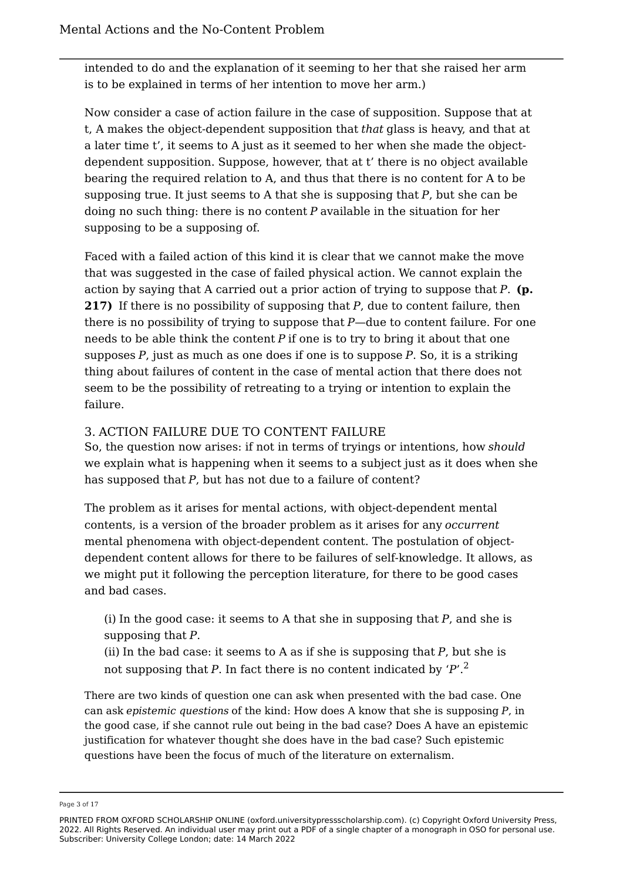intended to do and the explanation of it seeming to her that she raised her arm is to be explained in terms of her intention to move her arm.)

Now consider a case of action failure in the case of supposition. Suppose that at t, A makes the object-dependent supposition that *that* glass is heavy, and that at a later time t', it seems to A just as it seemed to her when she made the object-dependent supposition. Suppose, however, that at t' there is no object available bearing the required relation to A, and thus that there is no content for A to be supposing true. It just seems to A that she is supposing that *P*, but she can be doing no such thing: there is no content *P* available in the situation for her supposing to be a supposing of.

Faced with a failed action of this kind it is clear that we cannot make the move that was suggested in the case of failed physical action. We cannot explain the action by saying that A carried out a prior action of trying to suppose that *P*. **(p. 217)** If there is no possibility of supposing that *P*, due to content failure, then there is no possibility of trying to suppose that *P*—due to content failure. For one needs to be able think the content *P* if one is to try to bring it about that one supposes *P*, just as much as one does if one is to suppose *P*. So, it is a striking thing about failures of content in the case of mental action that there does not seem to be the possibility of retreating to a trying or intention to explain the failure.

## 3. ACTION FAILURE DUE TO CONTENT FAILURE

So, the question now arises: if not in terms of tryings or intentions, how *should* we explain what is happening when it seems to a subject just as it does when she has supposed that *P*, but has not due to a failure of content?

The problem as it arises for mental actions, with object-dependent mental contents, is a version of the broader problem as it arises for any *occurrent* mental phenomena with object-dependent content. The postulation of object-dependent content allows for there to be failures of self-knowledge. It allows, as we might put it following the perception literature, for there to be good cases and bad cases.

(i) In the good case: it seems to A that she in supposing that *P*, and she is supposing that *P*.
(ii) In the bad case: it seems to A as if she is supposing that *P*, but she is not supposing that *P*. In fact there is no content indicated by '*P*'.[2]

There are two kinds of question one can ask when presented with the bad case. One can ask *epistemic questions* of the kind: How does A know that she is supposing *P*, in the good case, if she cannot rule out being in the bad case? Does A have an epistemic justification for whatever thought she does have in the bad case? Such epistemic questions have been the focus of much of the literature on externalism.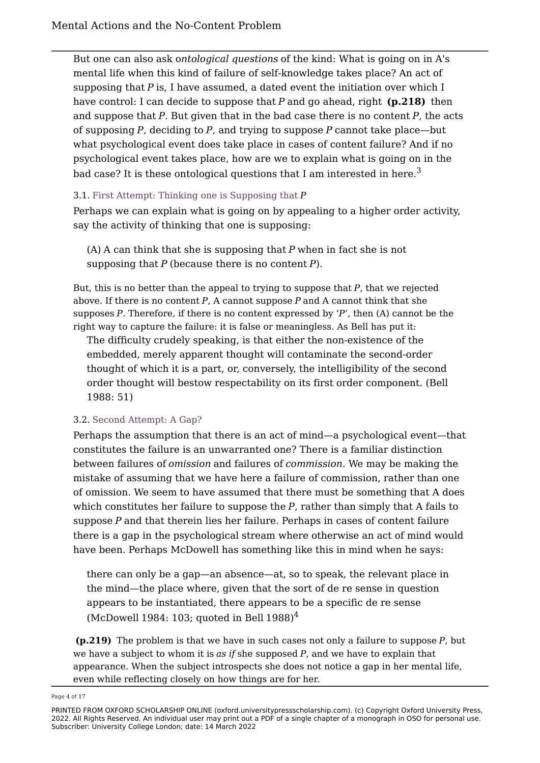But one can also ask o*ntological questions* of the kind: What is going on in A's mental life when this kind of failure of self-knowledge takes place? An act of supposing that *P* is, I have assumed, a dated event the initiation over which I have control: I can decide to suppose that *P* and go ahead, right **(p.218)** then and suppose that *P*. But given that in the bad case there is no content *P*, the acts of supposing *P*, deciding to *P*, and trying to suppose *P* cannot take place—but what psychological event does take place in cases of content failure? And if no psychological event takes place, how are we to explain what is going on in the bad case? It is these ontological questions that I am interested in here.[3]

### 3.1. First Attempt: Thinking one is Supposing that *P*

Perhaps we can explain what is going on by appealing to a higher order activity, say the activity of thinking that one is supposing:

> (A) A can think that she is supposing that *P* when in fact she is not supposing that *P* (because there is no content *P*).

But, this is no better than the appeal to trying to suppose that *P*, that we rejected above. If there is no content *P*, A cannot suppose *P* and A cannot think that she supposes *P*. Therefore, if there is no content expressed by '*P*', then (A) cannot be the right way to capture the failure: it is false or meaningless. As Bell has put it:

> The difficulty crudely speaking, is that either the non-existence of the embedded, merely apparent thought will contaminate the second-order thought of which it is a part, or, conversely, the intelligibility of the second order thought will bestow respectability on its first order component. (Bell 1988: 51)

### 3.2. Second Attempt: A Gap?

Perhaps the assumption that there is an act of mind—a psychological event—that constitutes the failure is an unwarranted one? There is a familiar distinction between failures of *omission* and failures of *commission*. We may be making the mistake of assuming that we have here a failure of commission, rather than one of omission. We seem to have assumed that there must be something that A does which constitutes her failure to suppose the *P*, rather than simply that A fails to suppose *P* and that therein lies her failure. Perhaps in cases of content failure there is a gap in the psychological stream where otherwise an act of mind would have been. Perhaps McDowell has something like this in mind when he says:

> there can only be a gap—an absence—at, so to speak, the relevant place in the mind—the place where, given that the sort of de re sense in question appears to be instantiated, there appears to be a specific de re sense (McDowell 1984: 103; quoted in Bell 1988)[4]

**(p.219)** The problem is that we have in such cases not only a failure to suppose *P*, but we have a subject to whom it is *as if* she supposed *P*, and we have to explain that appearance. When the subject introspects she does not notice a gap in her mental life, even while reflecting closely on how things are for her.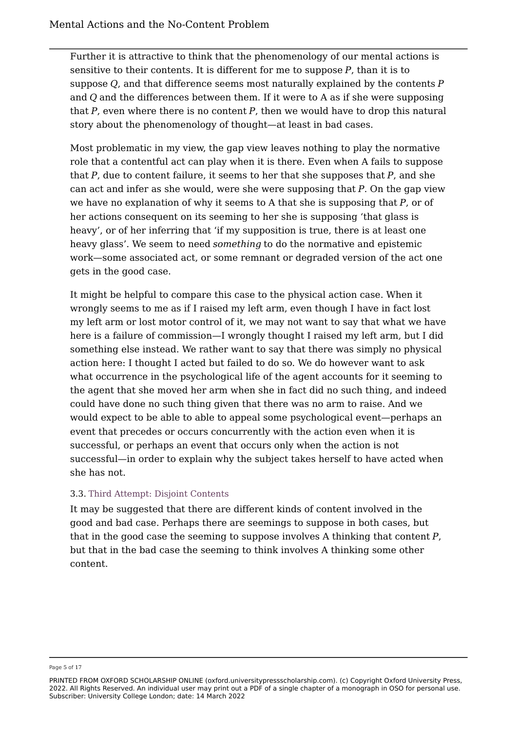Further it is attractive to think that the phenomenology of our mental actions is sensitive to their contents. It is different for me to suppose *P*, than it is to suppose *Q*, and that difference seems most naturally explained by the contents *P* and *Q* and the differences between them. If it were to A as if she were supposing that *P*, even where there is no content *P*, then we would have to drop this natural story about the phenomenology of thought—at least in bad cases.

Most problematic in my view, the gap view leaves nothing to play the normative role that a contentful act can play when it is there. Even when A fails to suppose that *P*, due to content failure, it seems to her that she supposes that *P*, and she can act and infer as she would, were she were supposing that *P*. On the gap view we have no explanation of why it seems to A that she is supposing that *P*, or of her actions consequent on its seeming to her she is supposing 'that glass is heavy', or of her inferring that 'if my supposition is true, there is at least one heavy glass'. We seem to need *something* to do the normative and epistemic work—some associated act, or some remnant or degraded version of the act one gets in the good case.

It might be helpful to compare this case to the physical action case. When it wrongly seems to me as if I raised my left arm, even though I have in fact lost my left arm or lost motor control of it, we may not want to say that what we have here is a failure of commission—I wrongly thought I raised my left arm, but I did something else instead. We rather want to say that there was simply no physical action here: I thought I acted but failed to do so. We do however want to ask what occurrence in the psychological life of the agent accounts for it seeming to the agent that she moved her arm when she in fact did no such thing, and indeed could have done no such thing given that there was no arm to raise. And we would expect to be able to able to appeal some psychological event—perhaps an event that precedes or occurs concurrently with the action even when it is successful, or perhaps an event that occurs only when the action is not successful—in order to explain why the subject takes herself to have acted when she has not.

### 3.3. Third Attempt: Disjoint Contents

It may be suggested that there are different kinds of content involved in the good and bad case. Perhaps there are seemings to suppose in both cases, but that in the good case the seeming to suppose involves A thinking that content *P*, but that in the bad case the seeming to think involves A thinking some other content.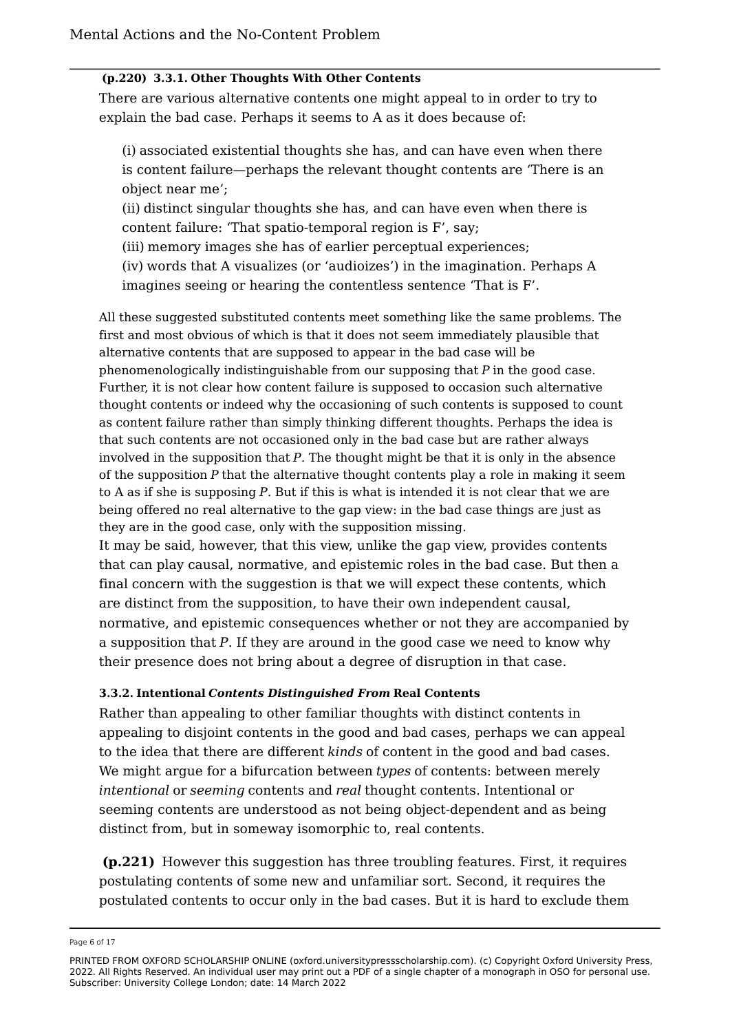### (p.220) 3.3.1. Other Thoughts With Other Contents

There are various alternative contents one might appeal to in order to try to explain the bad case. Perhaps it seems to A as it does because of:

(i) associated existential thoughts she has, and can have even when there is content failure—perhaps the relevant thought contents are 'There is an object near me';
(ii) distinct singular thoughts she has, and can have even when there is content failure: 'That spatio-temporal region is F', say;
(iii) memory images she has of earlier perceptual experiences;
(iv) words that A visualizes (or 'audioizes') in the imagination. Perhaps A imagines seeing or hearing the contentless sentence 'That is F'.

All these suggested substituted contents meet something like the same problems. The first and most obvious of which is that it does not seem immediately plausible that alternative contents that are supposed to appear in the bad case will be phenomenologically indistinguishable from our supposing that *P* in the good case. Further, it is not clear how content failure is supposed to occasion such alternative thought contents or indeed why the occasioning of such contents is supposed to count as content failure rather than simply thinking different thoughts. Perhaps the idea is that such contents are not occasioned only in the bad case but are rather always involved in the supposition that *P*. The thought might be that it is only in the absence of the supposition *P* that the alternative thought contents play a role in making it seem to A as if she is supposing *P*. But if this is what is intended it is not clear that we are being offered no real alternative to the gap view: in the bad case things are just as they are in the good case, only with the supposition missing.

It may be said, however, that this view, unlike the gap view, provides contents that can play causal, normative, and epistemic roles in the bad case. But then a final concern with the suggestion is that we will expect these contents, which are distinct from the supposition, to have their own independent causal, normative, and epistemic consequences whether or not they are accompanied by a supposition that *P*. If they are around in the good case we need to know why their presence does not bring about a degree of disruption in that case.

### 3.3.2. Intentional *Contents Distinguished From* Real Contents

Rather than appealing to other familiar thoughts with distinct contents in appealing to disjoint contents in the good and bad cases, perhaps we can appeal to the idea that there are different *kinds* of content in the good and bad cases. We might argue for a bifurcation between *types* of contents: between merely *intentional* or *seeming* contents and *real* thought contents. Intentional or seeming contents are understood as not being object-dependent and as being distinct from, but in someway isomorphic to, real contents.

**(p.221)** However this suggestion has three troubling features. First, it requires postulating contents of some new and unfamiliar sort. Second, it requires the postulated contents to occur only in the bad cases. But it is hard to exclude them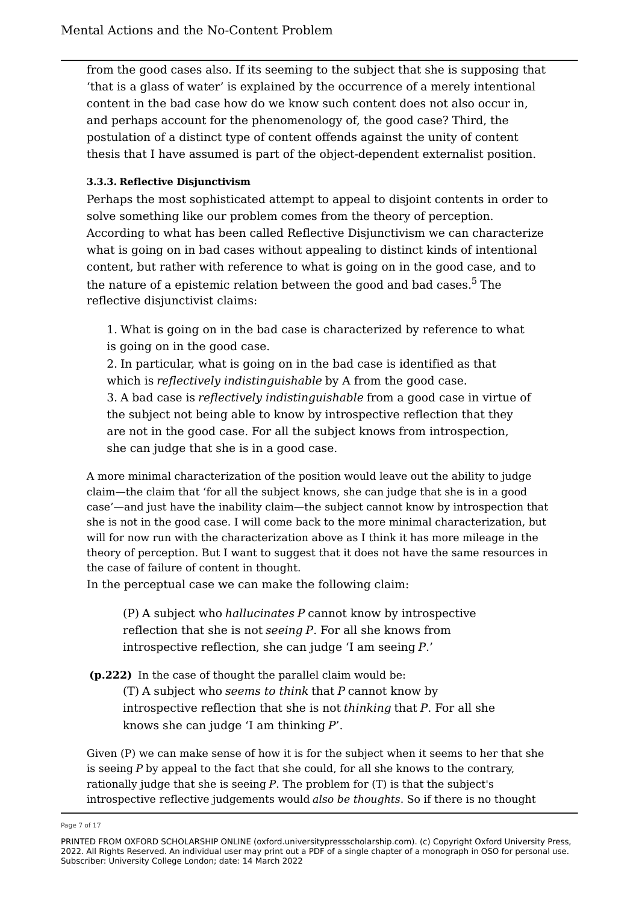from the good cases also. If its seeming to the subject that she is supposing that 'that is a glass of water' is explained by the occurrence of a merely intentional content in the bad case how do we know such content does not also occur in, and perhaps account for the phenomenology of, the good case? Third, the postulation of a distinct type of content offends against the unity of content thesis that I have assumed is part of the object-dependent externalist position.

### 3.3.3. Reflective Disjunctivism

Perhaps the most sophisticated attempt to appeal to disjoint contents in order to solve something like our problem comes from the theory of perception. According to what has been called Reflective Disjunctivism we can characterize what is going on in bad cases without appealing to distinct kinds of intentional content, but rather with reference to what is going on in the good case, and to the nature of a epistemic relation between the good and bad cases.[5] The reflective disjunctivist claims:

1. What is going on in the bad case is characterized by reference to what is going on in the good case.
2. In particular, what is going on in the bad case is identified as that which is *reflectively indistinguishable* by A from the good case.
3. A bad case is *reflectively indistinguishable* from a good case in virtue of the subject not being able to know by introspective reflection that they are not in the good case. For all the subject knows from introspection, she can judge that she is in a good case.

A more minimal characterization of the position would leave out the ability to judge claim—the claim that 'for all the subject knows, she can judge that she is in a good case'—and just have the inability claim—the subject cannot know by introspection that she is not in the good case. I will come back to the more minimal characterization, but will for now run with the characterization above as I think it has more mileage in the theory of perception. But I want to suggest that it does not have the same resources in the case of failure of content in thought.

In the perceptual case we can make the following claim:

> (P) A subject who *hallucinates P* cannot know by introspective reflection that she is not *seeing P*. For all she knows from introspective reflection, she can judge 'I am seeing *P*.'

**(p.222)** In the case of thought the parallel claim would be:

> (T) A subject who *seems to think* that *P* cannot know by introspective reflection that she is not *thinking* that *P*. For all she knows she can judge 'I am thinking *P*'.

Given (P) we can make sense of how it is for the subject when it seems to her that she is seeing *P* by appeal to the fact that she could, for all she knows to the contrary, rationally judge that she is seeing *P*. The problem for (T) is that the subject's introspective reflective judgements would *also be thoughts*. So if there is no thought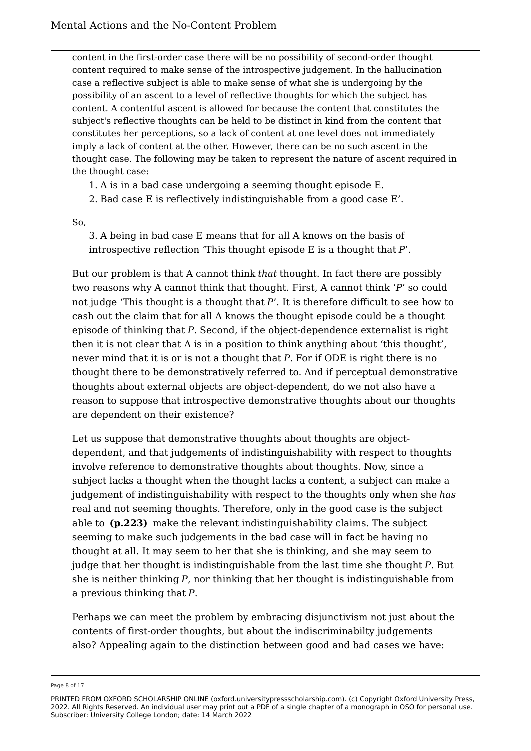content in the first-order case there will be no possibility of second-order thought content required to make sense of the introspective judgement. In the hallucination case a reflective subject is able to make sense of what she is undergoing by the possibility of an ascent to a level of reflective thoughts for which the subject has content. A contentful ascent is allowed for because the content that constitutes the subject's reflective thoughts can be held to be distinct in kind from the content that constitutes her perceptions, so a lack of content at one level does not immediately imply a lack of content at the other. However, there can be no such ascent in the thought case. The following may be taken to represent the nature of ascent required in the thought case:

1. A is in a bad case undergoing a seeming thought episode E.
2. Bad case E is reflectively indistinguishable from a good case E'.

So,

3. A being in bad case E means that for all A knows on the basis of introspective reflection 'This thought episode E is a thought that *P*'.

But our problem is that A cannot think *that* thought. In fact there are possibly two reasons why A cannot think that thought. First, A cannot think '*P*' so could not judge 'This thought is a thought that *P*'. It is therefore difficult to see how to cash out the claim that for all A knows the thought episode could be a thought episode of thinking that *P*. Second, if the object-dependence externalist is right then it is not clear that A is in a position to think anything about 'this thought', never mind that it is or is not a thought that *P*. For if ODE is right there is no thought there to be demonstratively referred to. And if perceptual demonstrative thoughts about external objects are object-dependent, do we not also have a reason to suppose that introspective demonstrative thoughts about our thoughts are dependent on their existence?

Let us suppose that demonstrative thoughts about thoughts are object-dependent, and that judgements of indistinguishability with respect to thoughts involve reference to demonstrative thoughts about thoughts. Now, since a subject lacks a thought when the thought lacks a content, a subject can make a judgement of indistinguishability with respect to the thoughts only when she *has* real and not seeming thoughts. Therefore, only in the good case is the subject able to **(p.223)** make the relevant indistinguishability claims. The subject seeming to make such judgements in the bad case will in fact be having no thought at all. It may seem to her that she is thinking, and she may seem to judge that her thought is indistinguishable from the last time she thought *P*. But she is neither thinking *P*, nor thinking that her thought is indistinguishable from a previous thinking that *P*.

Perhaps we can meet the problem by embracing disjunctivism not just about the contents of first-order thoughts, but about the indiscriminabilty judgements also? Appealing again to the distinction between good and bad cases we have: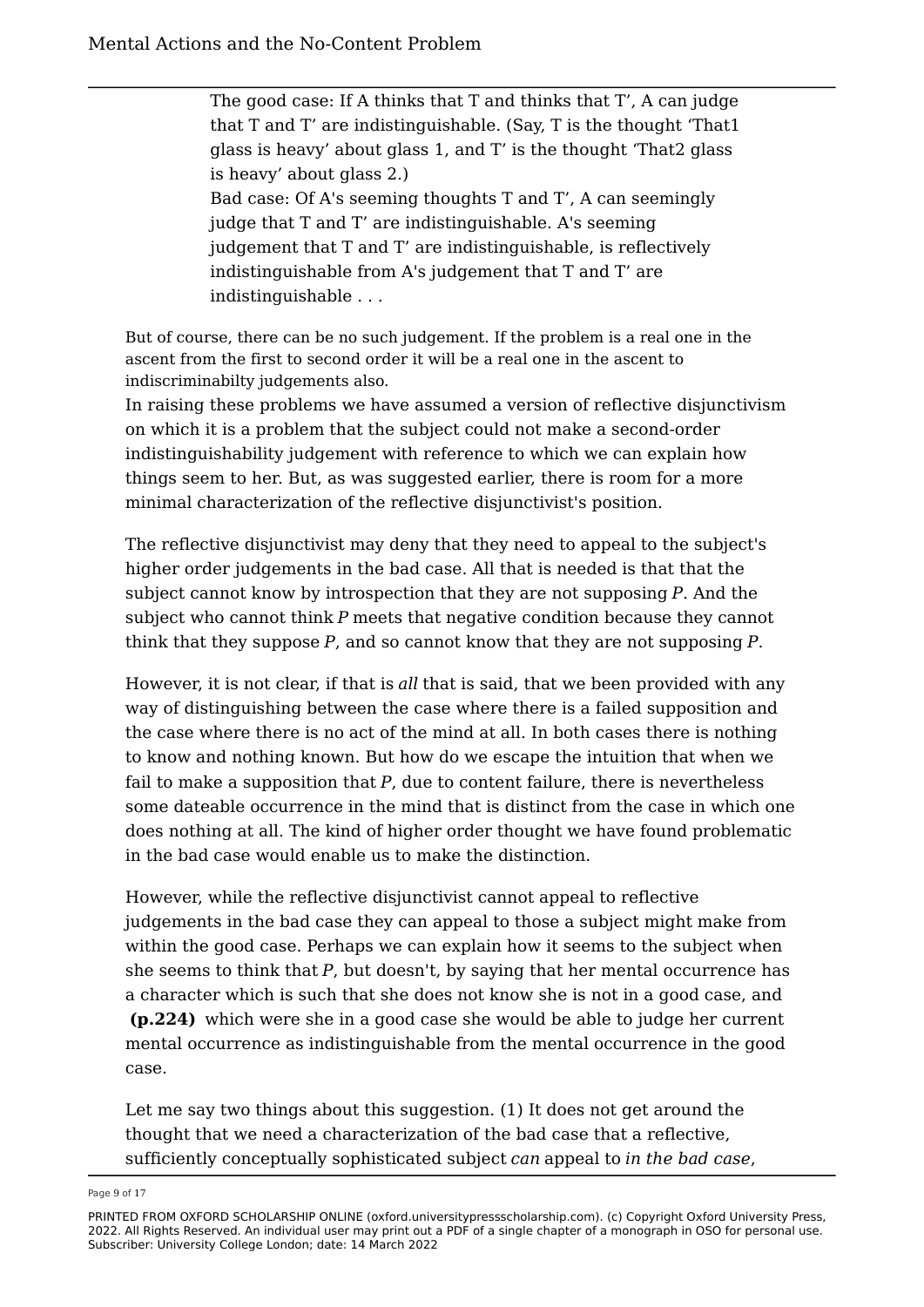> The good case: If A thinks that T and thinks that T’, A can judge that T and T’ are indistinguishable. (Say, T is the thought ‘That1 glass is heavy’ about glass 1, and T’ is the thought ‘That2 glass is heavy’ about glass 2.)
> Bad case: Of A's seeming thoughts T and T’, A can seemingly judge that T and T’ are indistinguishable. A's seeming judgement that T and T’ are indistinguishable, is reflectively indistinguishable from A's judgement that T and T’ are indistinguishable . . .

But of course, there can be no such judgement. If the problem is a real one in the ascent from the first to second order it will be a real one in the ascent to indiscriminabilty judgements also.

In raising these problems we have assumed a version of reflective disjunctivism on which it is a problem that the subject could not make a second-order indistinguishability judgement with reference to which we can explain how things seem to her. But, as was suggested earlier, there is room for a more minimal characterization of the reflective disjunctivist's position.

The reflective disjunctivist may deny that they need to appeal to the subject's higher order judgements in the bad case. All that is needed is that that the subject cannot know by introspection that they are not supposing *P*. And the subject who cannot think *P* meets that negative condition because they cannot think that they suppose *P*, and so cannot know that they are not supposing *P*.

However, it is not clear, if that is *all* that is said, that we been provided with any way of distinguishing between the case where there is a failed supposition and the case where there is no act of the mind at all. In both cases there is nothing to know and nothing known. But how do we escape the intuition that when we fail to make a supposition that *P*, due to content failure, there is nevertheless some dateable occurrence in the mind that is distinct from the case in which one does nothing at all. The kind of higher order thought we have found problematic in the bad case would enable us to make the distinction.

However, while the reflective disjunctivist cannot appeal to reflective judgements in the bad case they can appeal to those a subject might make from within the good case. Perhaps we can explain how it seems to the subject when she seems to think that *P*, but doesn't, by saying that her mental occurrence has a character which is such that she does not know she is not in a good case, and **(p.224)** which were she in a good case she would be able to judge her current mental occurrence as indistinguishable from the mental occurrence in the good case.

Let me say two things about this suggestion. (1) It does not get around the thought that we need a characterization of the bad case that a reflective, sufficiently conceptually sophisticated subject *can* appeal to *in the bad case*,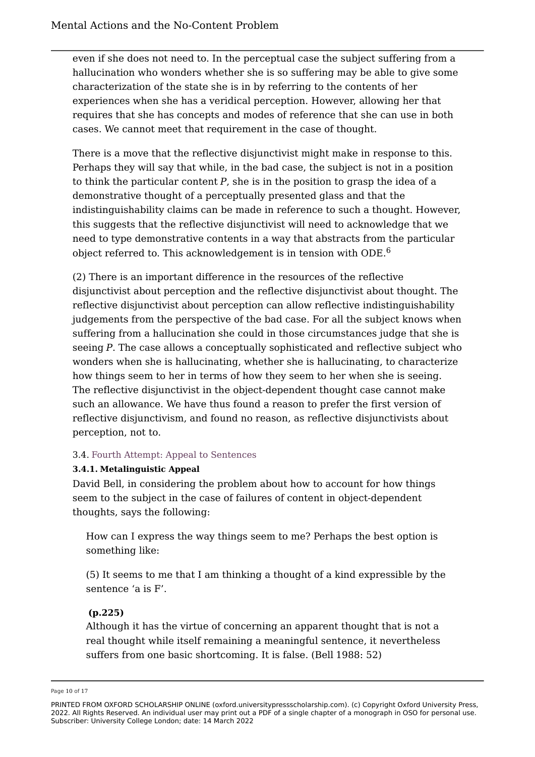even if she does not need to. In the perceptual case the subject suffering from a hallucination who wonders whether she is so suffering may be able to give some characterization of the state she is in by referring to the contents of her experiences when she has a veridical perception. However, allowing her that requires that she has concepts and modes of reference that she can use in both cases. We cannot meet that requirement in the case of thought.

There is a move that the reflective disjunctivist might make in response to this. Perhaps they will say that while, in the bad case, the subject is not in a position to think the particular content *P*, she is in the position to grasp the idea of a demonstrative thought of a perceptually presented glass and that the indistinguishability claims can be made in reference to such a thought. However, this suggests that the reflective disjunctivist will need to acknowledge that we need to type demonstrative contents in a way that abstracts from the particular object referred to. This acknowledgement is in tension with ODE.[6]

(2) There is an important difference in the resources of the reflective disjunctivist about perception and the reflective disjunctivist about thought. The reflective disjunctivist about perception can allow reflective indistinguishability judgements from the perspective of the bad case. For all the subject knows when suffering from a hallucination she could in those circumstances judge that she is seeing *P*. The case allows a conceptually sophisticated and reflective subject who wonders when she is hallucinating, whether she is hallucinating, to characterize how things seem to her in terms of how they seem to her when she is seeing. The reflective disjunctivist in the object-dependent thought case cannot make such an allowance. We have thus found a reason to prefer the first version of reflective disjunctivism, and found no reason, as reflective disjunctivists about perception, not to.

### 3.4. Fourth Attempt: Appeal to Sentences

#### 3.4.1. Metalinguistic Appeal

David Bell, in considering the problem about how to account for how things seem to the subject in the case of failures of content in object-dependent thoughts, says the following:

> How can I express the way things seem to me? Perhaps the best option is something like:
>
> (5) It seems to me that I am thinking a thought of a kind expressible by the sentence ‘a is F’.
>
> **(p.225)**
> Although it has the virtue of concerning an apparent thought that is not a real thought while itself remaining a meaningful sentence, it nevertheless suffers from one basic shortcoming. It is false. (Bell 1988: 52)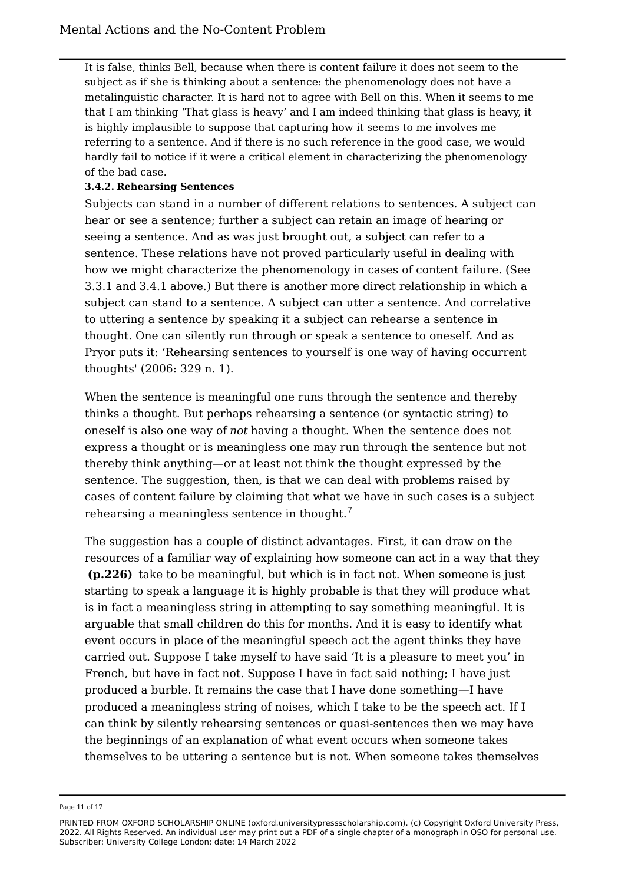It is false, thinks Bell, because when there is content failure it does not seem to the subject as if she is thinking about a sentence: the phenomenology does not have a metalinguistic character. It is hard not to agree with Bell on this. When it seems to me that I am thinking 'That glass is heavy' and I am indeed thinking that glass is heavy, it is highly implausible to suppose that capturing how it seems to me involves me referring to a sentence. And if there is no such reference in the good case, we would hardly fail to notice if it were a critical element in characterizing the phenomenology of the bad case.

### 3.4.2. Rehearsing Sentences

Subjects can stand in a number of different relations to sentences. A subject can hear or see a sentence; further a subject can retain an image of hearing or seeing a sentence. And as was just brought out, a subject can refer to a sentence. These relations have not proved particularly useful in dealing with how we might characterize the phenomenology in cases of content failure. (See 3.3.1 and 3.4.1 above.) But there is another more direct relationship in which a subject can stand to a sentence. A subject can utter a sentence. And correlative to uttering a sentence by speaking it a subject can rehearse a sentence in thought. One can silently run through or speak a sentence to oneself. And as Pryor puts it: 'Rehearsing sentences to yourself is one way of having occurrent thoughts' (2006: 329 n. 1).

When the sentence is meaningful one runs through the sentence and thereby thinks a thought. But perhaps rehearsing a sentence (or syntactic string) to oneself is also one way of *not* having a thought. When the sentence does not express a thought or is meaningless one may run through the sentence but not thereby think anything—or at least not think the thought expressed by the sentence. The suggestion, then, is that we can deal with problems raised by cases of content failure by claiming that what we have in such cases is a subject rehearsing a meaningless sentence in thought.[7]

The suggestion has a couple of distinct advantages. First, it can draw on the resources of a familiar way of explaining how someone can act in a way that they **(p.226)** take to be meaningful, but which is in fact not. When someone is just starting to speak a language it is highly probable is that they will produce what is in fact a meaningless string in attempting to say something meaningful. It is arguable that small children do this for months. And it is easy to identify what event occurs in place of the meaningful speech act the agent thinks they have carried out. Suppose I take myself to have said 'It is a pleasure to meet you' in French, but have in fact not. Suppose I have in fact said nothing; I have just produced a burble. It remains the case that I have done something—I have produced a meaningless string of noises, which I take to be the speech act. If I can think by silently rehearsing sentences or quasi-sentences then we may have the beginnings of an explanation of what event occurs when someone takes themselves to be uttering a sentence but is not. When someone takes themselves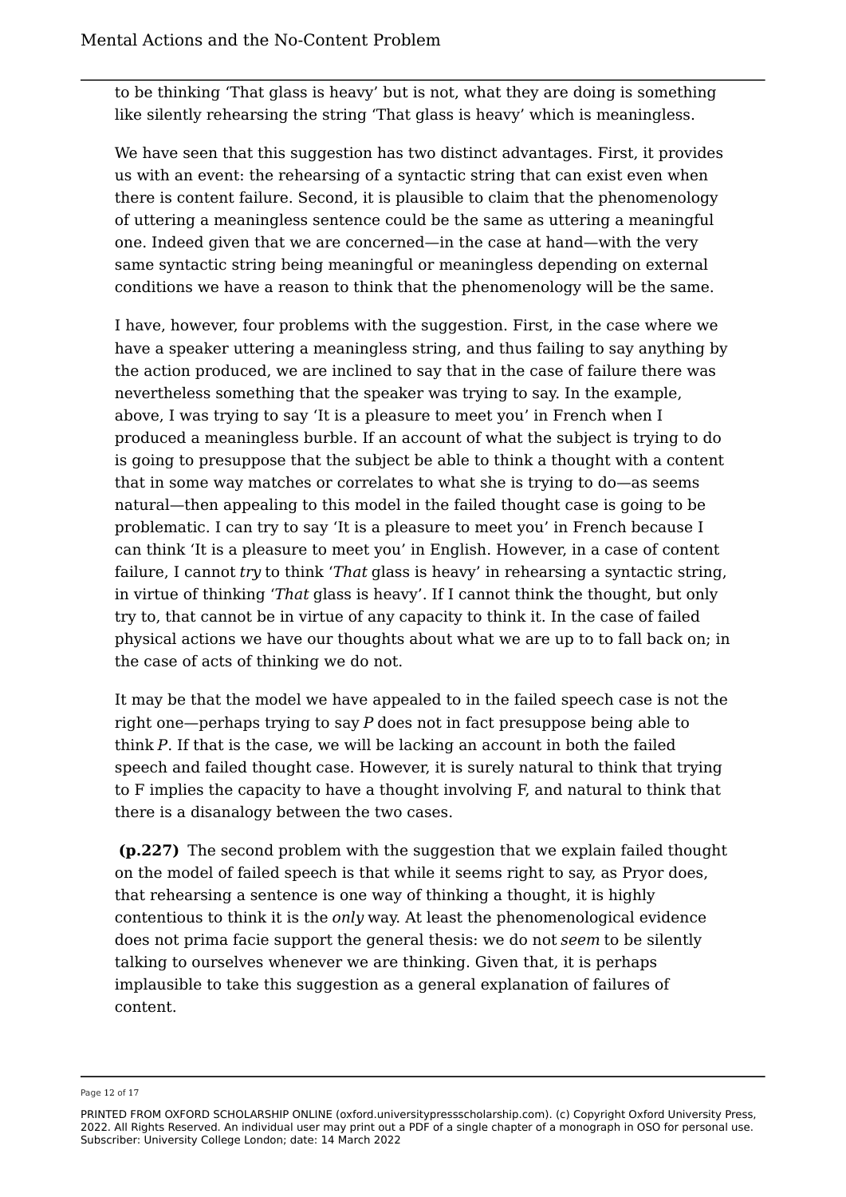to be thinking 'That glass is heavy' but is not, what they are doing is something like silently rehearsing the string 'That glass is heavy' which is meaningless.

We have seen that this suggestion has two distinct advantages. First, it provides us with an event: the rehearsing of a syntactic string that can exist even when there is content failure. Second, it is plausible to claim that the phenomenology of uttering a meaningless sentence could be the same as uttering a meaningful one. Indeed given that we are concerned—in the case at hand—with the very same syntactic string being meaningful or meaningless depending on external conditions we have a reason to think that the phenomenology will be the same.

I have, however, four problems with the suggestion. First, in the case where we have a speaker uttering a meaningless string, and thus failing to say anything by the action produced, we are inclined to say that in the case of failure there was nevertheless something that the speaker was trying to say. In the example, above, I was trying to say 'It is a pleasure to meet you' in French when I produced a meaningless burble. If an account of what the subject is trying to do is going to presuppose that the subject be able to think a thought with a content that in some way matches or correlates to what she is trying to do—as seems natural—then appealing to this model in the failed thought case is going to be problematic. I can try to say 'It is a pleasure to meet you' in French because I can think 'It is a pleasure to meet you' in English. However, in a case of content failure, I cannot *try* to think '*That* glass is heavy' in rehearsing a syntactic string, in virtue of thinking '*That* glass is heavy'. If I cannot think the thought, but only try to, that cannot be in virtue of any capacity to think it. In the case of failed physical actions we have our thoughts about what we are up to to fall back on; in the case of acts of thinking we do not.

It may be that the model we have appealed to in the failed speech case is not the right one—perhaps trying to say *P* does not in fact presuppose being able to think *P*. If that is the case, we will be lacking an account in both the failed speech and failed thought case. However, it is surely natural to think that trying to F implies the capacity to have a thought involving F, and natural to think that there is a disanalogy between the two cases.

**(p.227)** The second problem with the suggestion that we explain failed thought on the model of failed speech is that while it seems right to say, as Pryor does, that rehearsing a sentence is one way of thinking a thought, it is highly contentious to think it is the *only* way. At least the phenomenological evidence does not prima facie support the general thesis: we do not *seem* to be silently talking to ourselves whenever we are thinking. Given that, it is perhaps implausible to take this suggestion as a general explanation of failures of content.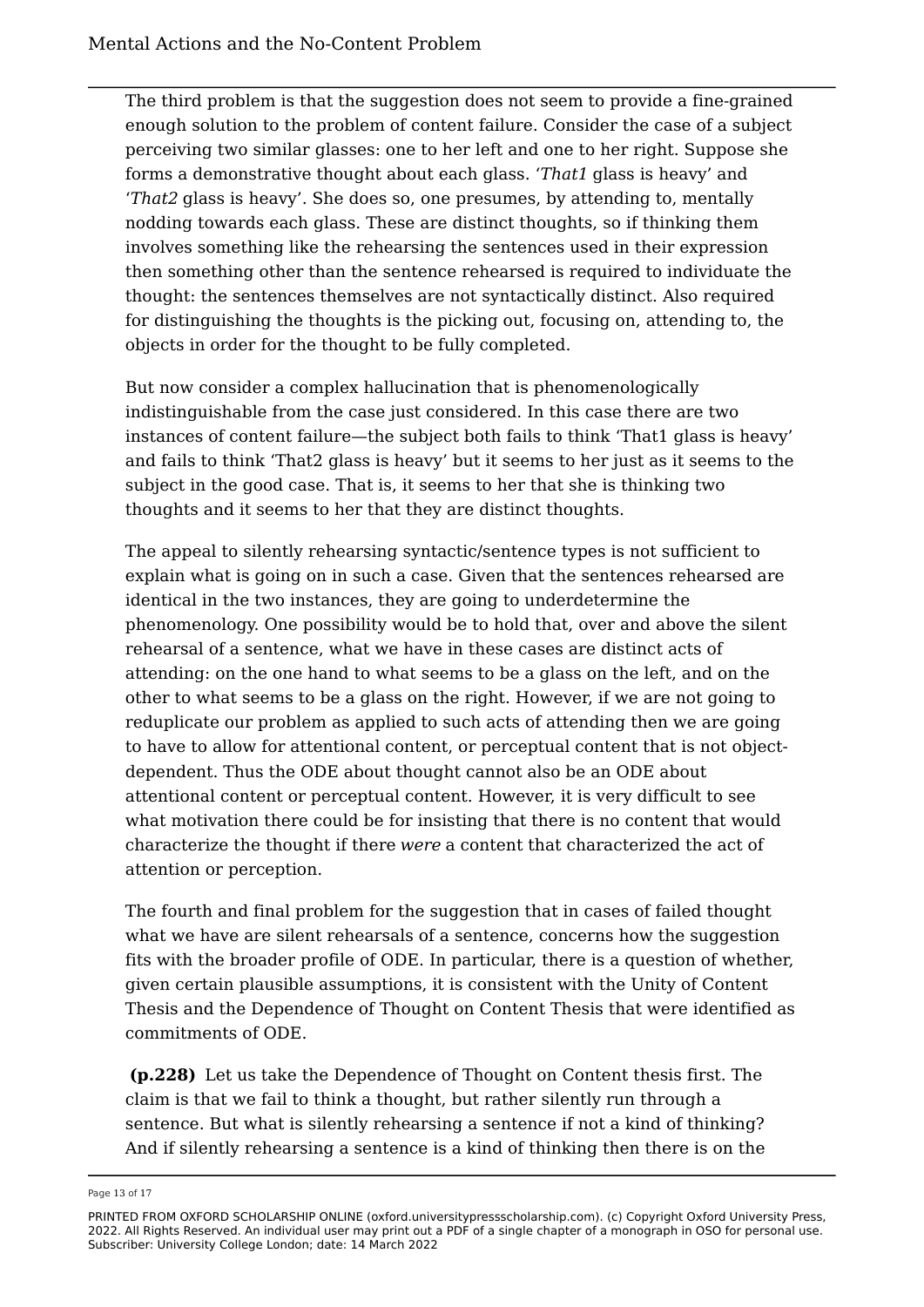The third problem is that the suggestion does not seem to provide a fine-grained enough solution to the problem of content failure. Consider the case of a subject perceiving two similar glasses: one to her left and one to her right. Suppose she forms a demonstrative thought about each glass. '*That1* glass is heavy' and '*That2* glass is heavy'. She does so, one presumes, by attending to, mentally nodding towards each glass. These are distinct thoughts, so if thinking them involves something like the rehearsing the sentences used in their expression then something other than the sentence rehearsed is required to individuate the thought: the sentences themselves are not syntactically distinct. Also required for distinguishing the thoughts is the picking out, focusing on, attending to, the objects in order for the thought to be fully completed.

But now consider a complex hallucination that is phenomenologically indistinguishable from the case just considered. In this case there are two instances of content failure—the subject both fails to think 'That1 glass is heavy' and fails to think 'That2 glass is heavy' but it seems to her just as it seems to the subject in the good case. That is, it seems to her that she is thinking two thoughts and it seems to her that they are distinct thoughts.

The appeal to silently rehearsing syntactic/sentence types is not sufficient to explain what is going on in such a case. Given that the sentences rehearsed are identical in the two instances, they are going to underdetermine the phenomenology. One possibility would be to hold that, over and above the silent rehearsal of a sentence, what we have in these cases are distinct acts of attending: on the one hand to what seems to be a glass on the left, and on the other to what seems to be a glass on the right. However, if we are not going to reduplicate our problem as applied to such acts of attending then we are going to have to allow for attentional content, or perceptual content that is not object-dependent. Thus the ODE about thought cannot also be an ODE about attentional content or perceptual content. However, it is very difficult to see what motivation there could be for insisting that there is no content that would characterize the thought if there *were* a content that characterized the act of attention or perception.

The fourth and final problem for the suggestion that in cases of failed thought what we have are silent rehearsals of a sentence, concerns how the suggestion fits with the broader profile of ODE. In particular, there is a question of whether, given certain plausible assumptions, it is consistent with the Unity of Content Thesis and the Dependence of Thought on Content Thesis that were identified as commitments of ODE.

**(p.228)** Let us take the Dependence of Thought on Content thesis first. The claim is that we fail to think a thought, but rather silently run through a sentence. But what is silently rehearsing a sentence if not a kind of thinking? And if silently rehearsing a sentence is a kind of thinking then there is on the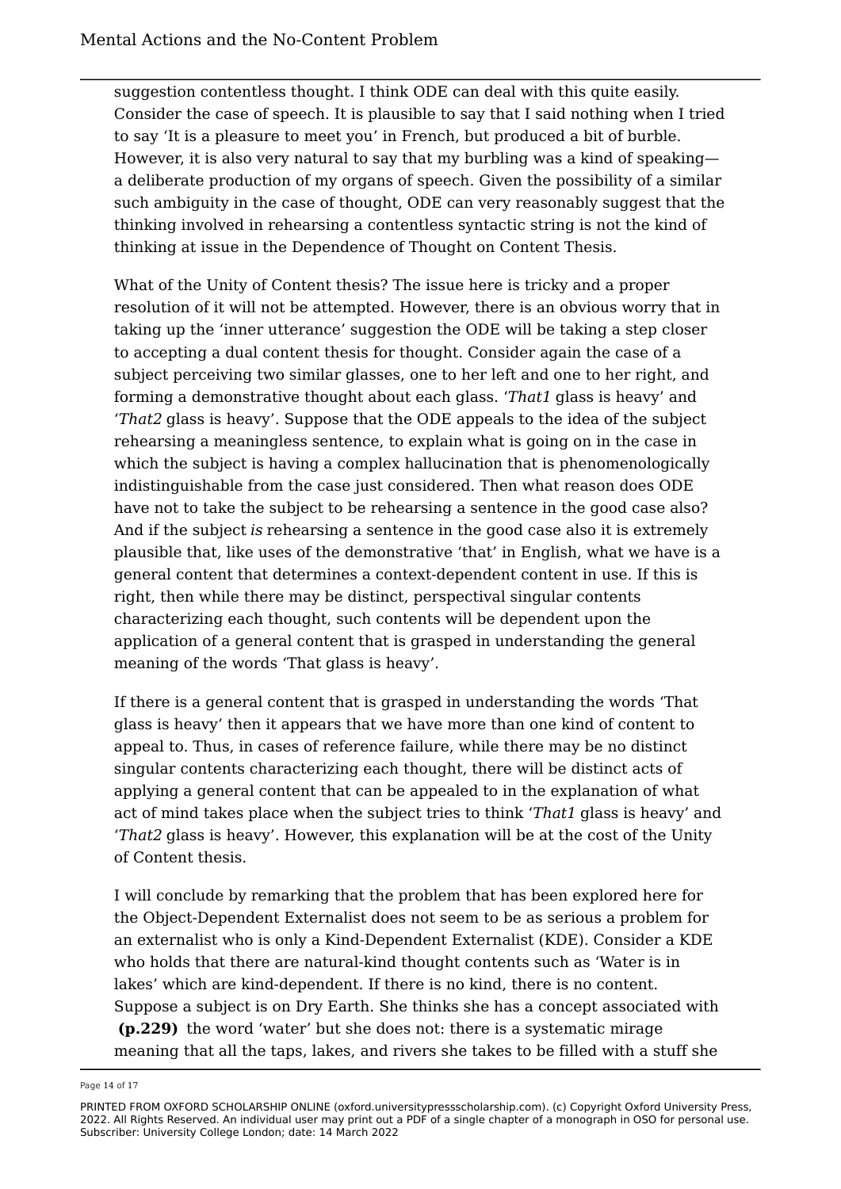suggestion contentless thought. I think ODE can deal with this quite easily. Consider the case of speech. It is plausible to say that I said nothing when I tried to say 'It is a pleasure to meet you' in French, but produced a bit of burble. However, it is also very natural to say that my burbling was a kind of speaking—a deliberate production of my organs of speech. Given the possibility of a similar such ambiguity in the case of thought, ODE can very reasonably suggest that the thinking involved in rehearsing a contentless syntactic string is not the kind of thinking at issue in the Dependence of Thought on Content Thesis.

What of the Unity of Content thesis? The issue here is tricky and a proper resolution of it will not be attempted. However, there is an obvious worry that in taking up the 'inner utterance' suggestion the ODE will be taking a step closer to accepting a dual content thesis for thought. Consider again the case of a subject perceiving two similar glasses, one to her left and one to her right, and forming a demonstrative thought about each glass. '*That1* glass is heavy' and '*That2* glass is heavy'. Suppose that the ODE appeals to the idea of the subject rehearsing a meaningless sentence, to explain what is going on in the case in which the subject is having a complex hallucination that is phenomenologically indistinguishable from the case just considered. Then what reason does ODE have not to take the subject to be rehearsing a sentence in the good case also? And if the subject *is* rehearsing a sentence in the good case also it is extremely plausible that, like uses of the demonstrative 'that' in English, what we have is a general content that determines a context-dependent content in use. If this is right, then while there may be distinct, perspectival singular contents characterizing each thought, such contents will be dependent upon the application of a general content that is grasped in understanding the general meaning of the words 'That glass is heavy'.

If there is a general content that is grasped in understanding the words 'That glass is heavy' then it appears that we have more than one kind of content to appeal to. Thus, in cases of reference failure, while there may be no distinct singular contents characterizing each thought, there will be distinct acts of applying a general content that can be appealed to in the explanation of what act of mind takes place when the subject tries to think '*That1* glass is heavy' and '*That2* glass is heavy'. However, this explanation will be at the cost of the Unity of Content thesis.

I will conclude by remarking that the problem that has been explored here for the Object-Dependent Externalist does not seem to be as serious a problem for an externalist who is only a Kind-Dependent Externalist (KDE). Consider a KDE who holds that there are natural-kind thought contents such as 'Water is in lakes' which are kind-dependent. If there is no kind, there is no content. Suppose a subject is on Dry Earth. She thinks she has a concept associated with **(p.229)** the word 'water' but she does not: there is a systematic mirage meaning that all the taps, lakes, and rivers she takes to be filled with a stuff she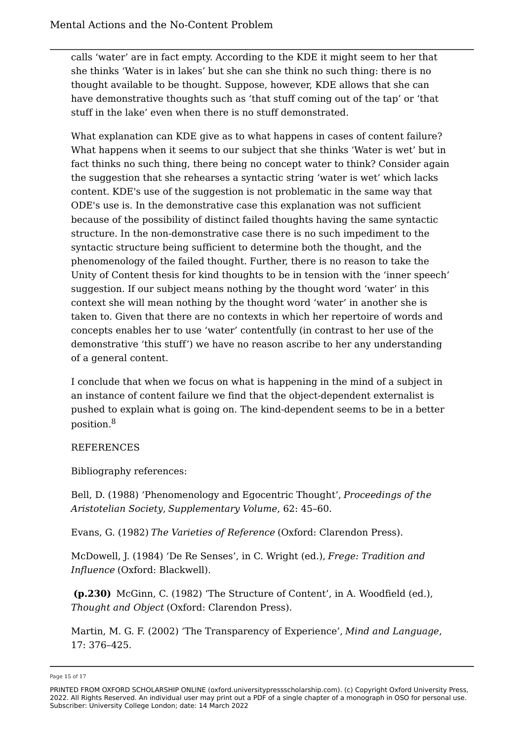calls 'water' are in fact empty. According to the KDE it might seem to her that she thinks 'Water is in lakes' but she can she think no such thing: there is no thought available to be thought. Suppose, however, KDE allows that she can have demonstrative thoughts such as 'that stuff coming out of the tap' or 'that stuff in the lake' even when there is no stuff demonstrated.

What explanation can KDE give as to what happens in cases of content failure? What happens when it seems to our subject that she thinks 'Water is wet' but in fact thinks no such thing, there being no concept water to think? Consider again the suggestion that she rehearses a syntactic string 'water is wet' which lacks content. KDE's use of the suggestion is not problematic in the same way that ODE's use is. In the demonstrative case this explanation was not sufficient because of the possibility of distinct failed thoughts having the same syntactic structure. In the non-demonstrative case there is no such impediment to the syntactic structure being sufficient to determine both the thought, and the phenomenology of the failed thought. Further, there is no reason to take the Unity of Content thesis for kind thoughts to be in tension with the 'inner speech' suggestion. If our subject means nothing by the thought word 'water' in this context she will mean nothing by the thought word 'water' in another she is taken to. Given that there are no contexts in which her repertoire of words and concepts enables her to use 'water' contentfully (in contrast to her use of the demonstrative 'this stuff') we have no reason ascribe to her any understanding of a general content.

I conclude that when we focus on what is happening in the mind of a subject in an instance of content failure we find that the object-dependent externalist is pushed to explain what is going on. The kind-dependent seems to be in a better position.[8]

REFERENCES

Bibliography references:

Bell, D. (1988) 'Phenomenology and Egocentric Thought', *Proceedings of the Aristotelian Society, Supplementary Volume*, 62: 45–60.

Evans, G. (1982) *The Varieties of Reference* (Oxford: Clarendon Press).

McDowell, J. (1984) 'De Re Senses', in C. Wright (ed.), *Frege: Tradition and Influence* (Oxford: Blackwell).

**(p.230)** McGinn, C. (1982) 'The Structure of Content', in A. Woodfield (ed.), *Thought and Object* (Oxford: Clarendon Press).

Martin, M. G. F. (2002) 'The Transparency of Experience', *Mind and Language*, 17: 376–425.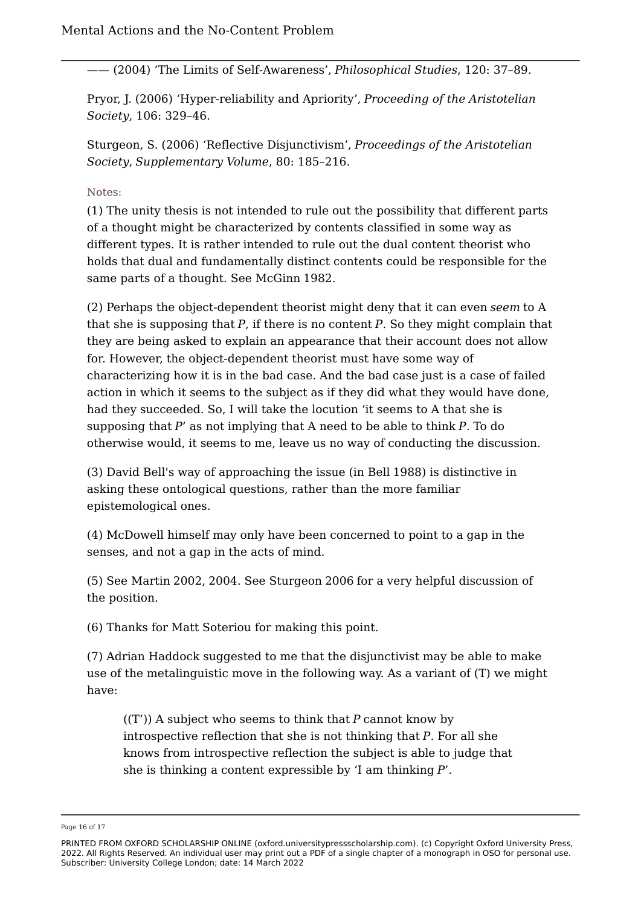—— (2004) ‘The Limits of Self-Awareness’, *Philosophical Studies*, 120: 37–89.

Pryor, J. (2006) ‘Hyper-reliability and Apriority’, *Proceeding of the Aristotelian Society*, 106: 329–46.

Sturgeon, S. (2006) ‘Reflective Disjunctivism’, *Proceedings of the Aristotelian Society, Supplementary Volume*, 80: 185–216.

Notes:

(1) The unity thesis is not intended to rule out the possibility that different parts of a thought might be characterized by contents classified in some way as different types. It is rather intended to rule out the dual content theorist who holds that dual and fundamentally distinct contents could be responsible for the same parts of a thought. See McGinn 1982.

(2) Perhaps the object-dependent theorist might deny that it can even *seem* to A that she is supposing that *P*, if there is no content *P*. So they might complain that they are being asked to explain an appearance that their account does not allow for. However, the object-dependent theorist must have some way of characterizing how it is in the bad case. And the bad case just is a case of failed action in which it seems to the subject as if they did what they would have done, had they succeeded. So, I will take the locution ‘it seems to A that she is supposing that *P*’ as not implying that A need to be able to think *P*. To do otherwise would, it seems to me, leave us no way of conducting the discussion.

(3) David Bell's way of approaching the issue (in Bell 1988) is distinctive in asking these ontological questions, rather than the more familiar epistemological ones.

(4) McDowell himself may only have been concerned to point to a gap in the senses, and not a gap in the acts of mind.

(5) See Martin 2002, 2004. See Sturgeon 2006 for a very helpful discussion of the position.

(6) Thanks for Matt Soteriou for making this point.

(7) Adrian Haddock suggested to me that the disjunctivist may be able to make use of the metalinguistic move in the following way. As a variant of (T) we might have:

> ((T’)) A subject who seems to think that *P* cannot know by introspective reflection that she is not thinking that *P*. For all she knows from introspective reflection the subject is able to judge that she is thinking a content expressible by ‘I am thinking *P*’.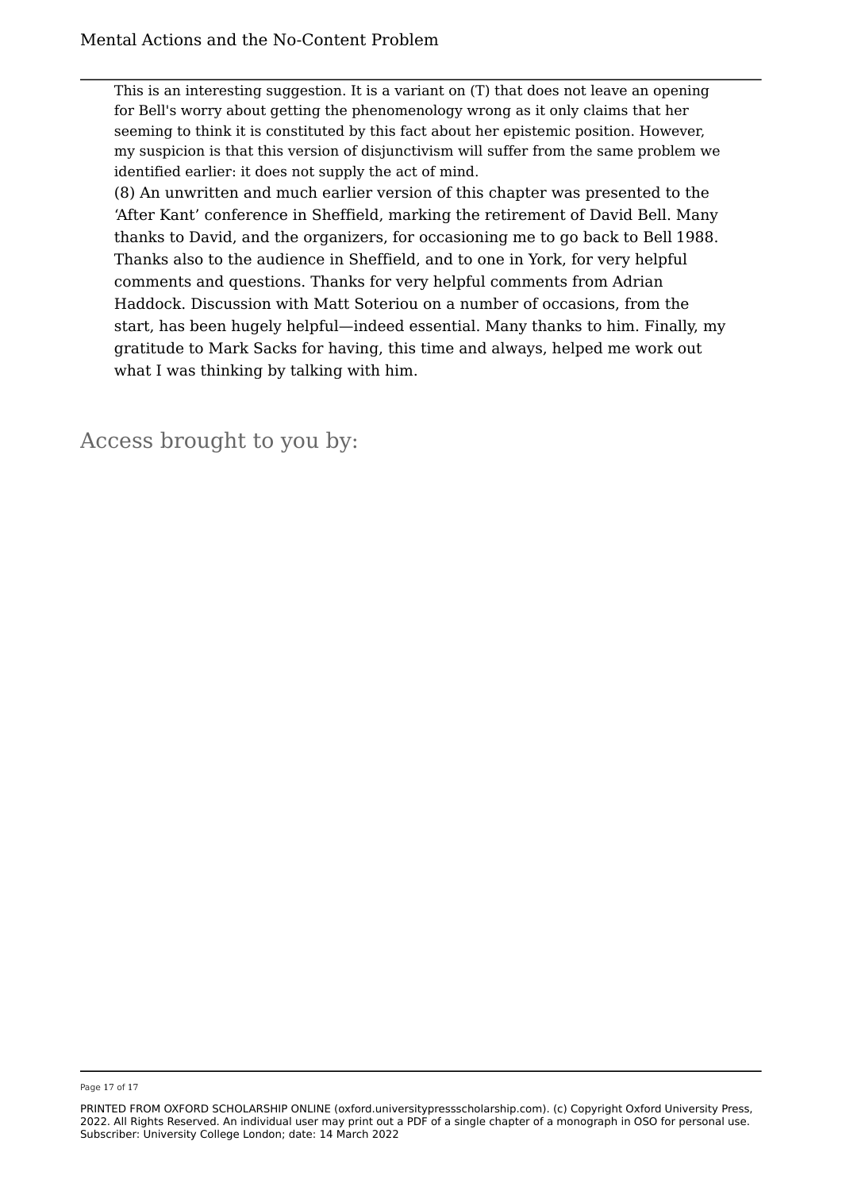This is an interesting suggestion. It is a variant on (T) that does not leave an opening for Bell's worry about getting the phenomenology wrong as it only claims that her seeming to think it is constituted by this fact about her epistemic position. However, my suspicion is that this version of disjunctivism will suffer from the same problem we identified earlier: it does not supply the act of mind.

(8) An unwritten and much earlier version of this chapter was presented to the 'After Kant' conference in Sheffield, marking the retirement of David Bell. Many thanks to David, and the organizers, for occasioning me to go back to Bell 1988. Thanks also to the audience in Sheffield, and to one in York, for very helpful comments and questions. Thanks for very helpful comments from Adrian Haddock. Discussion with Matt Soteriou on a number of occasions, from the start, has been hugely helpful—indeed essential. Many thanks to him. Finally, my gratitude to Mark Sacks for having, this time and always, helped me work out what I was thinking by talking with him.

Access brought to you by: